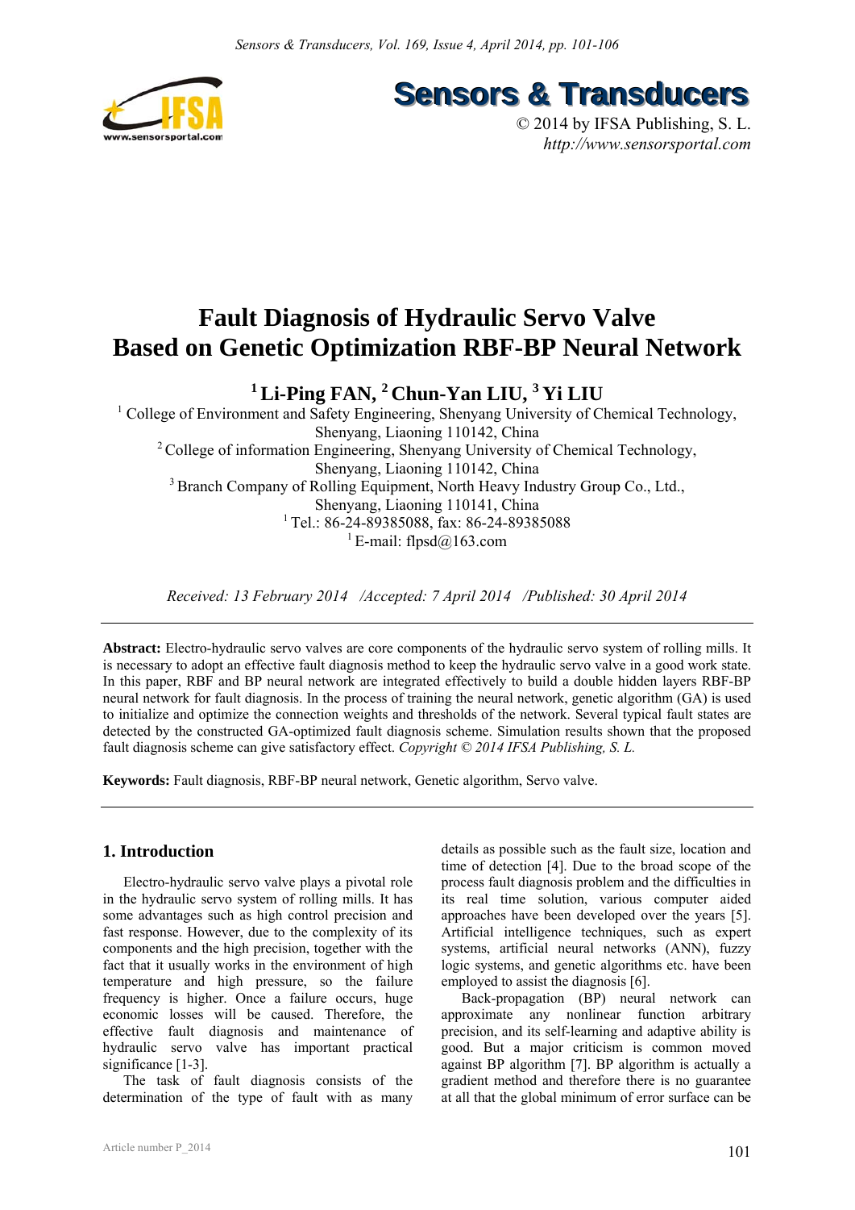# Fault Diagnosis of Hydraulic Servo Valve Based on Genetic Optimization RBF-BP Neural Network

**[1] Li-Ping FAN, [2] Chun-Yan LIU, [3] Yi LIU**

[1] College of Environment and Safety Engineering, Shenyang University of Chemical Technology, Shenyang, Liaoning 110142, China

[2] College of information Engineering, Shenyang University of Chemical Technology, Shenyang, Liaoning 110142, China

[3] Branch Company of Rolling Equipment, North Heavy Industry Group Co., Ltd., Shenyang, Liaoning 110141, China

[1] Tel.: 86-24-89385088, fax: 86-24-89385088

[1] E-mail: flpsd@163.com

*Received: 13 February 2014 /Accepted: 7 April 2014 /Published: 30 April 2014*

**Abstract:** Electro-hydraulic servo valves are core components of the hydraulic servo system of rolling mills. It is necessary to adopt an effective fault diagnosis method to keep the hydraulic servo valve in a good work state. In this paper, RBF and BP neural network are integrated effectively to build a double hidden layers RBF-BP neural network for fault diagnosis. In the process of training the neural network, genetic algorithm (GA) is used to initialize and optimize the connection weights and thresholds of the network. Several typical fault states are detected by the constructed GA-optimized fault diagnosis scheme. Simulation results shown that the proposed fault diagnosis scheme can give satisfactory effect. *Copyright © 2014 IFSA Publishing, S. L.*

**Keywords:** Fault diagnosis, RBF-BP neural network, Genetic algorithm, Servo valve.

## 1. Introduction

Electro-hydraulic servo valve plays a pivotal role in the hydraulic servo system of rolling mills. It has some advantages such as high control precision and fast response. However, due to the complexity of its components and the high precision, together with the fact that it usually works in the environment of high temperature and high pressure, so the failure frequency is higher. Once a failure occurs, huge economic losses will be caused. Therefore, the effective fault diagnosis and maintenance of hydraulic servo valve has important practical significance [1-3].

The task of fault diagnosis consists of the determination of the type of fault with as many details as possible such as the fault size, location and time of detection [4]. Due to the broad scope of the process fault diagnosis problem and the difficulties in its real time solution, various computer aided approaches have been developed over the years [5]. Artificial intelligence techniques, such as expert systems, artificial neural networks (ANN), fuzzy logic systems, and genetic algorithms etc. have been employed to assist the diagnosis [6].

Back-propagation (BP) neural network can approximate any nonlinear function arbitrary precision, and its self-learning and adaptive ability is good. But a major criticism is common moved against BP algorithm [7]. BP algorithm is actually a gradient method and therefore there is no guarantee at all that the global minimum of error surface can be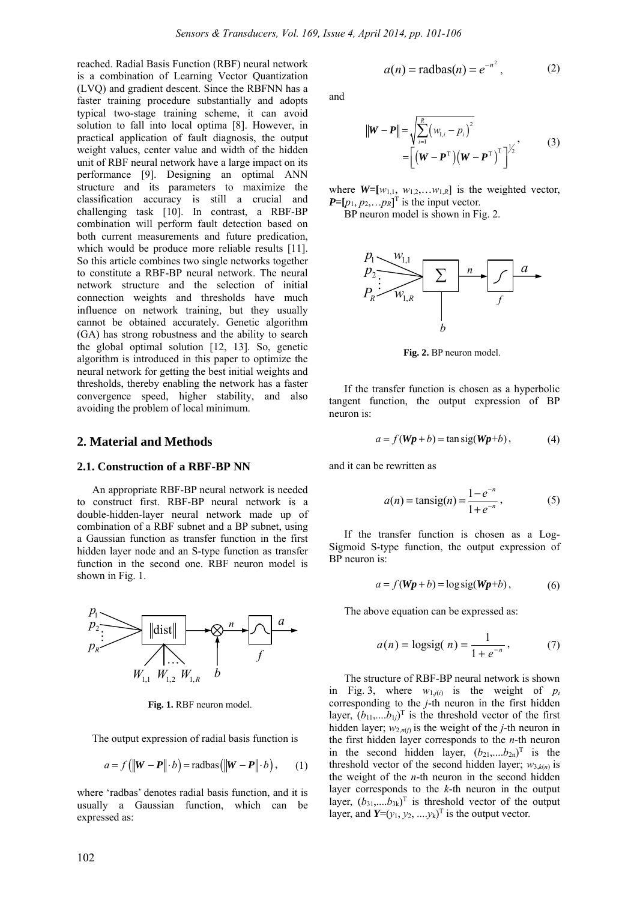reached. Radial Basis Function (RBF) neural network is a combination of Learning Vector Quantization (LVQ) and gradient descent. Since the RBFNN has a faster training procedure substantially and adopts typical two-stage training scheme, it can avoid solution to fall into local optima [8]. However, in practical application of fault diagnosis, the output weight values, center value and width of the hidden unit of RBF neural network have a large impact on its performance [9]. Designing an optimal ANN structure and its parameters to maximize the classification accuracy is still a crucial and challenging task [10]. In contrast, a RBF-BP combination will perform fault detection based on both current measurements and future predication, which would be produce more reliable results [11]. So this article combines two single networks together to constitute a RBF-BP neural network. The neural network structure and the selection of initial connection weights and thresholds have much influence on network training, but they usually cannot be obtained accurately. Genetic algorithm (GA) has strong robustness and the ability to search the global optimal solution [12, 13]. So, genetic algorithm is introduced in this paper to optimize the neural network for getting the best initial weights and thresholds, thereby enabling the network has a faster convergence speed, higher stability, and also avoiding the problem of local minimum.

## 2. Material and Methods

### 2.1. Construction of a RBF-BP NN

An appropriate RBF-BP neural network is needed to construct first. RBF-BP neural network is a double-hidden-layer neural network made up of combination of a RBF subnet and a BP subnet, using a Gaussian function as transfer function in the first hidden layer node and an S-type function as transfer function in the second one. RBF neuron model is shown in Fig. 1.

**Fig. 1.** RBF neuron model.

The output expression of radial basis function is

$$a = f\left(\left\|\boldsymbol{W}-\boldsymbol{P}\right\|\cdot b\right) = \text{radbas}\left(\left\|\boldsymbol{W}-\boldsymbol{P}\right\|\cdot b\right), \tag{1}$$

where 'radbas' denotes radial basis function, and it is usually a Gaussian function, which can be expressed as:

$$a(n) = \text{radbas}(n) = e^{-n^2}, \tag{2}$$

and

$$\begin{aligned}\left\|\boldsymbol{W}-\boldsymbol{P}\right\| &= \sqrt{\sum_{i=1}^{R}\left(w_{1,i}-p_i\right)^2} \\ &= \left[\left(\boldsymbol{W}-\boldsymbol{P}^{\mathrm{T}}\right)\left(\boldsymbol{W}-\boldsymbol{P}^{\mathrm{T}}\right)^{\mathrm{T}}\right]^{1/2}\end{aligned}, \tag{3}$$

where $\boldsymbol{W}=[w_{1,1}, w_{1,2},\ldots w_{1,R}]$ is the weighted vector, $\boldsymbol{P}=[p_1, p_2,\ldots p_R]^{\mathrm{T}}$ is the input vector.

BP neuron model is shown in Fig. 2.

**Fig. 2.** BP neuron model.

If the transfer function is chosen as a hyperbolic tangent function, the output expression of BP neuron is:

$$a = f(\boldsymbol{Wp}+b) = \tan\text{sig}(\boldsymbol{Wp}+b), \tag{4}$$

and it can be rewritten as

$$a(n) = \text{tansig}(n) = \frac{1-e^{-n}}{1+e^{-n}}, \tag{5}$$

If the transfer function is chosen as a Log-Sigmoid S-type function, the output expression of BP neuron is:

$$a = f(\boldsymbol{Wp}+b) = \log\text{sig}(\boldsymbol{Wp}+b), \tag{6}$$

The above equation can be expressed as:

$$a(n) = \text{logsig}(n) = \frac{1}{1+e^{-n}}, \tag{7}$$

The structure of RBF-BP neural network is shown in Fig. 3, where $w_{1,j(i)}$ is the weight of $p_i$ corresponding to the $j$-th neuron in the first hidden layer, $(b_{11},\ldots b_{1j})^{\mathrm{T}}$ is the threshold vector of the first hidden layer; $w_{2,n(j)}$ is the weight of the $j$-th neuron in the first hidden layer corresponds to the $n$-th neuron in the second hidden layer, $(b_{21},\ldots b_{2n})^{\mathrm{T}}$ is the threshold vector of the second hidden layer; $w_{3,k(n)}$ is the weight of the $n$-th neuron in the second hidden layer corresponds to the $k$-th neuron in the output layer, $(b_{31},\ldots b_{3k})^{\mathrm{T}}$ is threshold vector of the output layer, and $\boldsymbol{Y}=(y_1, y_2, \ldots y_k)^{\mathrm{T}}$ is the output vector.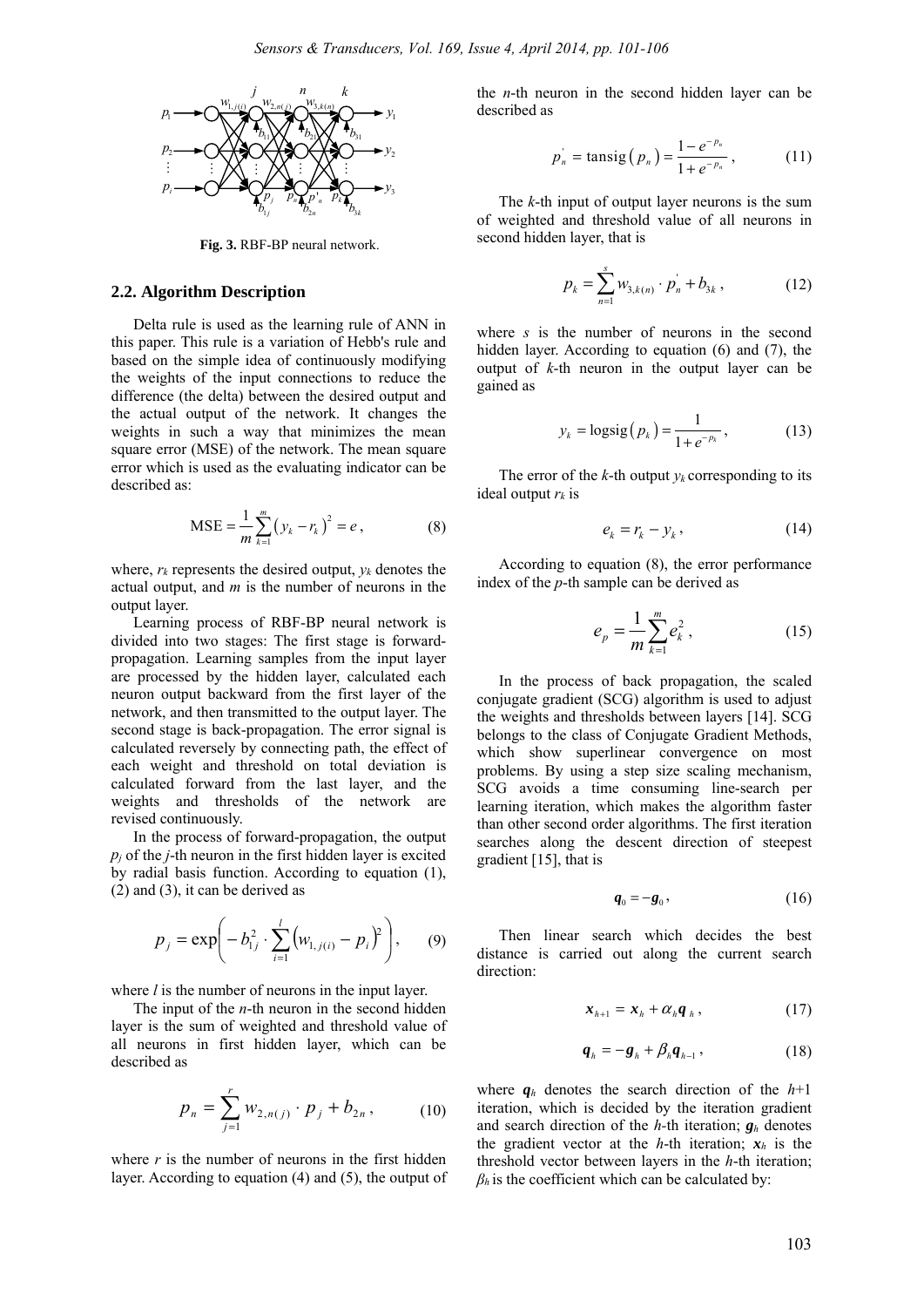Fig. 3. RBF-BP neural network.

## 2.2. Algorithm Description

Delta rule is used as the learning rule of ANN in this paper. This rule is a variation of Hebb's rule and based on the simple idea of continuously modifying the weights of the input connections to reduce the difference (the delta) between the desired output and the actual output of the network. It changes the weights in such a way that minimizes the mean square error (MSE) of the network. The mean square error which is used as the evaluating indicator can be described as:

$$\mathrm{MSE} = \frac{1}{m}\sum_{k=1}^{m}\left(y_k - r_k\right)^2 = e, \tag{8}$$

where, $r_k$ represents the desired output, $y_k$ denotes the actual output, and $m$ is the number of neurons in the output layer.

Learning process of RBF-BP neural network is divided into two stages: The first stage is forward-propagation. Learning samples from the input layer are processed by the hidden layer, calculated each neuron output backward from the first layer of the network, and then transmitted to the output layer. The second stage is back-propagation. The error signal is calculated reversely by connecting path, the effect of each weight and threshold on total deviation is calculated forward from the last layer, and the weights and thresholds of the network are revised continuously.

In the process of forward-propagation, the output $p_j$ of the $j$-th neuron in the first hidden layer is excited by radial basis function. According to equation (1), (2) and (3), it can be derived as

$$p_j = \exp\left(-b_{1j}^2 \cdot \sum_{i=1}^{l}\left(w_{1,j(i)} - p_i\right)^2\right), \tag{9}$$

where $l$ is the number of neurons in the input layer.

The input of the $n$-th neuron in the second hidden layer is the sum of weighted and threshold value of all neurons in first hidden layer, which can be described as

$$p_n = \sum_{j=1}^{r} w_{2,n(j)} \cdot p_j + b_{2n}, \tag{10}$$

where $r$ is the number of neurons in the first hidden layer. According to equation (4) and (5), the output of the $n$-th neuron in the second hidden layer can be described as

$$p_n^{'} = \mathrm{tansig}\left(p_n\right) = \frac{1 - e^{-p_n}}{1 + e^{-p_n}}, \tag{11}$$

The $k$-th input of output layer neurons is the sum of weighted and threshold value of all neurons in second hidden layer, that is

$$p_k = \sum_{n=1}^{s} w_{3,k(n)} \cdot p_n^{'} + b_{3k}, \tag{12}$$

where $s$ is the number of neurons in the second hidden layer. According to equation (6) and (7), the output of $k$-th neuron in the output layer can be gained as

$$y_k = \mathrm{logsig}\left(p_k\right) = \frac{1}{1 + e^{-p_k}}, \tag{13}$$

The error of the $k$-th output $y_k$ corresponding to its ideal output $r_k$ is

$$e_k = r_k - y_k, \tag{14}$$

According to equation (8), the error performance index of the $p$-th sample can be derived as

$$e_p = \frac{1}{m}\sum_{k=1}^{m} e_k^2, \tag{15}$$

In the process of back propagation, the scaled conjugate gradient (SCG) algorithm is used to adjust the weights and thresholds between layers [14]. SCG belongs to the class of Conjugate Gradient Methods, which show superlinear convergence on most problems. By using a step size scaling mechanism, SCG avoids a time consuming line-search per learning iteration, which makes the algorithm faster than other second order algorithms. The first iteration searches along the descent direction of steepest gradient [15], that is

$$\boldsymbol{q}_0 = -\boldsymbol{g}_0, \tag{16}$$

Then linear search which decides the best distance is carried out along the current search direction:

$$\boldsymbol{x}_{h+1} = \boldsymbol{x}_h + \alpha_h \boldsymbol{q}_h, \tag{17}$$

$$\boldsymbol{q}_h = -\boldsymbol{g}_h + \beta_h \boldsymbol{q}_{h-1}, \tag{18}$$

where $\boldsymbol{q}_h$ denotes the search direction of the $h$+1 iteration, which is decided by the iteration gradient and search direction of the $h$-th iteration; $\boldsymbol{g}_h$ denotes the gradient vector at the $h$-th iteration; $\boldsymbol{x}_h$ is the threshold vector between layers in the $h$-th iteration; $\beta_h$ is the coefficient which can be calculated by: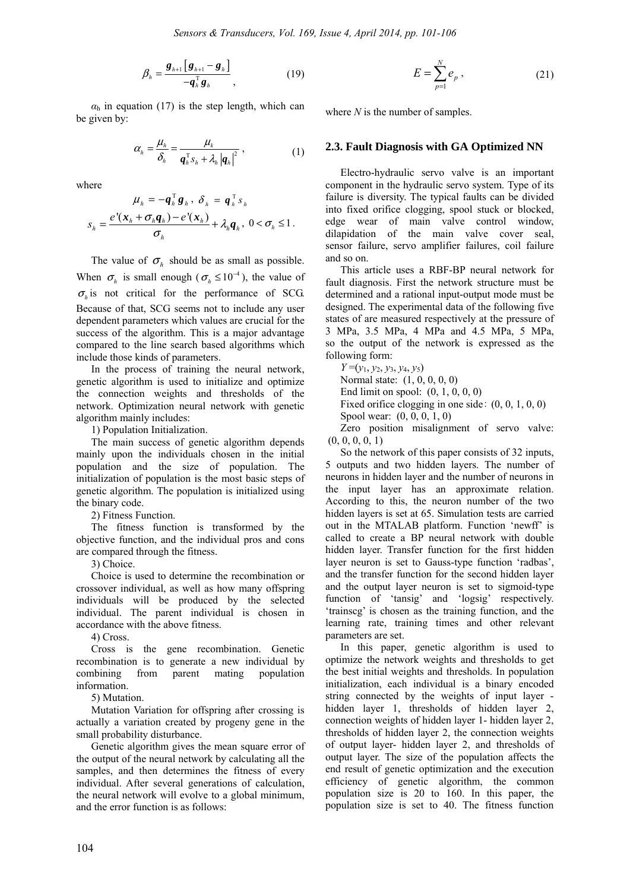$$\beta_h = \frac{\boldsymbol{g}_{h+1}\left[\boldsymbol{g}_{h+1} - \boldsymbol{g}_h\right]}{-\boldsymbol{q}_h^{\mathrm{T}}\boldsymbol{g}_h}, \tag{19}$$

$\alpha_h$ in equation (17) is the step length, which can be given by:

$$\alpha_h = \frac{\mu_h}{\delta_h} = \frac{\mu_k}{\boldsymbol{q}_h^{\mathrm{T}} s_h + \lambda_h \left|\boldsymbol{q}_h\right|^2}, \tag{1}$$

where

$$\mu_h = -\boldsymbol{q}_h^{\mathrm{T}}\boldsymbol{g}_h,\ \delta_h = \boldsymbol{q}_h^{\mathrm{T}} s_h$$

$$s_h = \frac{e'(\boldsymbol{x}_h + \sigma_h \boldsymbol{q}_h) - e'(\boldsymbol{x}_h)}{\sigma_h} + \lambda_h \boldsymbol{q}_h,\ 0 < \sigma_h \le 1.$$

The value of $\sigma_h$ should be as small as possible. When $\sigma_h$ is small enough ($\sigma_h \le 10^{-4}$), the value of $\sigma_h$ is not critical for the performance of SCG. Because of that, SCG seems not to include any user dependent parameters which values are crucial for the success of the algorithm. This is a major advantage compared to the line search based algorithms which include those kinds of parameters.

In the process of training the neural network, genetic algorithm is used to initialize and optimize the connection weights and thresholds of the network. Optimization neural network with genetic algorithm mainly includes:

1) Population Initialization.

The main success of genetic algorithm depends mainly upon the individuals chosen in the initial population and the size of population. The initialization of population is the most basic steps of genetic algorithm. The population is initialized using the binary code.

2) Fitness Function.

The fitness function is transformed by the objective function, and the individual pros and cons are compared through the fitness.

3) Choice.

Choice is used to determine the recombination or crossover individual, as well as how many offspring individuals will be produced by the selected individual. The parent individual is chosen in accordance with the above fitness.

4) Cross.

Cross is the gene recombination. Genetic recombination is to generate a new individual by combining from parent mating population information.

5) Mutation.

Mutation Variation for offspring after crossing is actually a variation created by progeny gene in the small probability disturbance.

Genetic algorithm gives the mean square error of the output of the neural network by calculating all the samples, and then determines the fitness of every individual. After several generations of calculation, the neural network will evolve to a global minimum, and the error function is as follows:

$$E = \sum_{p=1}^{N} e_p, \tag{21}$$

where $N$ is the number of samples.

## 2.3. Fault Diagnosis with GA Optimized NN

Electro-hydraulic servo valve is an important component in the hydraulic servo system. Type of its failure is diversity. The typical faults can be divided into fixed orifice clogging, spool stuck or blocked, edge wear of main valve control window, dilapidation of the main valve cover seal, sensor failure, servo amplifier failures, coil failure and so on.

This article uses a RBF-BP neural network for fault diagnosis. First the network structure must be determined and a rational input-output mode must be designed. The experimental data of the following five states of are measured respectively at the pressure of 3 MPa, 3.5 MPa, 4 MPa and 4.5 MPa, 5 MPa, so the output of the network is expressed as the following form:

$Y = (y_1, y_2, y_3, y_4, y_5)$

Normal state: (1, 0, 0, 0, 0)

End limit on spool: (0, 1, 0, 0, 0)

Fixed orifice clogging in one side：(0, 0, 1, 0, 0)

Spool wear: (0, 0, 0, 1, 0)

Zero position misalignment of servo valve: (0, 0, 0, 0, 1)

So the network of this paper consists of 32 inputs, 5 outputs and two hidden layers. The number of neurons in hidden layer and the number of neurons in the input layer has an approximate relation. According to this, the neuron number of the two hidden layers is set at 65. Simulation tests are carried out in the MTALAB platform. Function 'newff' is called to create a BP neural network with double hidden layer. Transfer function for the first hidden layer neuron is set to Gauss-type function 'radbas', and the transfer function for the second hidden layer and the output layer neuron is set to sigmoid-type function of 'tansig' and 'logsig' respectively. 'trainscg' is chosen as the training function, and the learning rate, training times and other relevant parameters are set.

In this paper, genetic algorithm is used to optimize the network weights and thresholds to get the best initial weights and thresholds. In population initialization, each individual is a binary encoded string connected by the weights of input layer - hidden layer 1, thresholds of hidden layer 2, connection weights of hidden layer 1- hidden layer 2, thresholds of hidden layer 2, the connection weights of output layer- hidden layer 2, and thresholds of output layer. The size of the population affects the end result of genetic optimization and the execution efficiency of genetic algorithm, the common population size is 20 to 160. In this paper, the population size is set to 40. The fitness function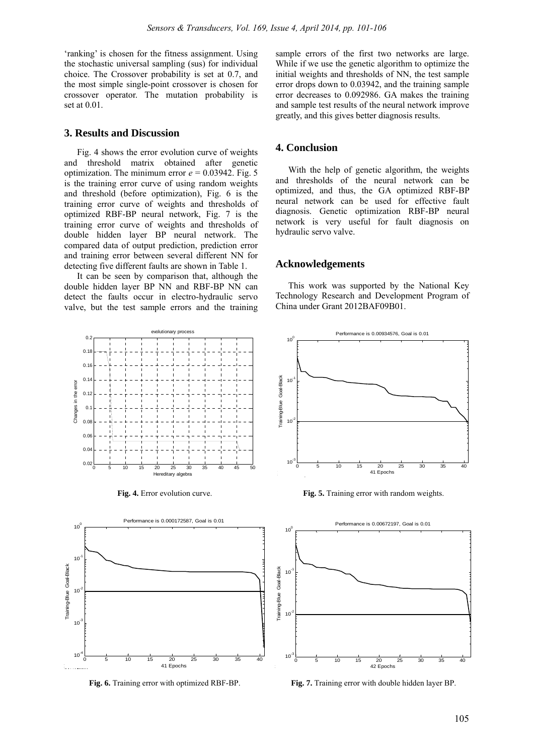'ranking' is chosen for the fitness assignment. Using the stochastic universal sampling (sus) for individual choice. The Crossover probability is set at 0.7, and the most simple single-point crossover is chosen for crossover operator. The mutation probability is set at 0.01.

## 3. Results and Discussion

Fig. 4 shows the error evolution curve of weights and threshold matrix obtained after genetic optimization. The minimum error $e = 0.03942$. Fig. 5 is the training error curve of using random weights and threshold (before optimization), Fig. 6 is the training error curve of weights and thresholds of optimized RBF-BP neural network, Fig. 7 is the training error curve of weights and thresholds of double hidden layer BP neural network. The compared data of output prediction, prediction error and training error between several different NN for detecting five different faults are shown in Table 1.

It can be seen by comparison that, although the double hidden layer BP NN and RBF-BP NN can detect the faults occur in electro-hydraulic servo valve, but the test sample errors and the training sample errors of the first two networks are large. While if we use the genetic algorithm to optimize the initial weights and thresholds of NN, the test sample error drops down to 0.03942, and the training sample error decreases to 0.092986. GA makes the training and sample test results of the neural network improve greatly, and this gives better diagnosis results.

## 4. Conclusion

With the help of genetic algorithm, the weights and thresholds of the neural network can be optimized, and thus, the GA optimized RBF-BP neural network can be used for effective fault diagnosis. Genetic optimization RBF-BP neural network is very useful for fault diagnosis on hydraulic servo valve.

## Acknowledgements

This work was supported by the National Key Technology Research and Development Program of China under Grant 2012BAF09B01.

**Fig. 4.** Error evolution curve.

**Fig. 5.** Training error with random weights.

**Fig. 6.** Training error with optimized RBF-BP.

**Fig. 7.** Training error with double hidden layer BP.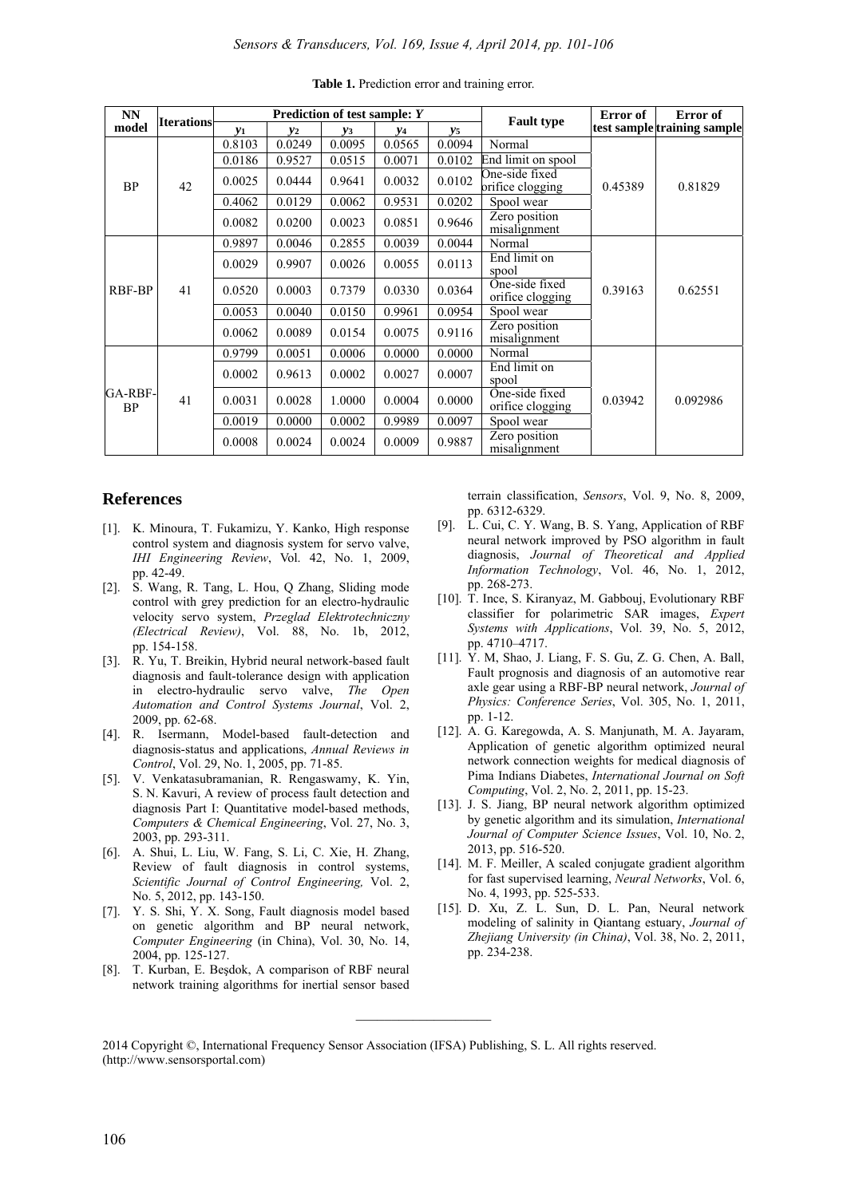**Table 1.** Prediction error and training error.

| NN model | Iterations | Prediction of test sample: *Y* | | | | | Fault type | Error of test sample | Error of training sample |
|---|---|---|---|---|---|---|---|---|---|
| | | $y_1$ | $y_2$ | $y_3$ | $y_4$ | $y_5$ | | | |
| BP | 42 | 0.8103 | 0.0249 | 0.0095 | 0.0565 | 0.0094 | Normal | 0.45389 | 0.81829 |
| | | 0.0186 | 0.9527 | 0.0515 | 0.0071 | 0.0102 | End limit on spool | | |
| | | 0.0025 | 0.0444 | 0.9641 | 0.0032 | 0.0102 | One-side fixed orifice clogging | | |
| | | 0.4062 | 0.0129 | 0.0062 | 0.9531 | 0.0202 | Spool wear | | |
| | | 0.0082 | 0.0200 | 0.0023 | 0.0851 | 0.9646 | Zero position misalignment | | |
| RBF-BP | 41 | 0.9897 | 0.0046 | 0.2855 | 0.0039 | 0.0044 | Normal | 0.39163 | 0.62551 |
| | | 0.0029 | 0.9907 | 0.0026 | 0.0055 | 0.0113 | End limit on spool | | |
| | | 0.0520 | 0.0003 | 0.7379 | 0.0330 | 0.0364 | One-side fixed orifice clogging | | |
| | | 0.0053 | 0.0040 | 0.0150 | 0.9961 | 0.0954 | Spool wear | | |
| | | 0.0062 | 0.0089 | 0.0154 | 0.0075 | 0.9116 | Zero position misalignment | | |
| GA-RBF-BP | 41 | 0.9799 | 0.0051 | 0.0006 | 0.0000 | 0.0000 | Normal | 0.03942 | 0.092986 |
| | | 0.0002 | 0.9613 | 0.0002 | 0.0027 | 0.0007 | End limit on spool | | |
| | | 0.0031 | 0.0028 | 1.0000 | 0.0004 | 0.0000 | One-side fixed orifice clogging | | |
| | | 0.0019 | 0.0000 | 0.0002 | 0.9989 | 0.0097 | Spool wear | | |
| | | 0.0008 | 0.0024 | 0.0024 | 0.0009 | 0.9887 | Zero position misalignment | | |

## References

[1]. K. Minoura, T. Fukamizu, Y. Kanko, High response control system and diagnosis system for servo valve, *IHI Engineering Review*, Vol. 42, No. 1, 2009, pp. 42-49.

[2]. S. Wang, R. Tang, L. Hou, Q Zhang, Sliding mode control with grey prediction for an electro-hydraulic velocity servo system, *Przeglad Elektrotechniczny (Electrical Review)*, Vol. 88, No. 1b, 2012, pp. 154-158.

[3]. R. Yu, T. Breikin, Hybrid neural network-based fault diagnosis and fault-tolerance design with application in electro-hydraulic servo valve, *The Open Automation and Control Systems Journal*, Vol. 2, 2009, pp. 62-68.

[4]. R. Isermann, Model-based fault-detection and diagnosis-status and applications, *Annual Reviews in Control*, Vol. 29, No. 1, 2005, pp. 71-85.

[5]. V. Venkatasubramanian, R. Rengaswamy, K. Yin, S. N. Kavuri, A review of process fault detection and diagnosis Part I: Quantitative model-based methods, *Computers & Chemical Engineering*, Vol. 27, No. 3, 2003, pp. 293-311.

[6]. A. Shui, L. Liu, W. Fang, S. Li, C. Xie, H. Zhang, Review of fault diagnosis in control systems, *Scientific Journal of Control Engineering,* Vol. 2, No. 5, 2012, pp. 143-150.

[7]. Y. S. Shi, Y. X. Song, Fault diagnosis model based on genetic algorithm and BP neural network, *Computer Engineering* (in China), Vol. 30, No. 14, 2004, pp. 125-127.

[8]. T. Kurban, E. Beşdok, A comparison of RBF neural network training algorithms for inertial sensor based terrain classification, *Sensors*, Vol. 9, No. 8, 2009, pp. 6312-6329.

[9]. L. Cui, C. Y. Wang, B. S. Yang, Application of RBF neural network improved by PSO algorithm in fault diagnosis, *Journal of Theoretical and Applied Information Technology*, Vol. 46, No. 1, 2012, pp. 268-273.

[10]. T. Ince, S. Kiranyaz, M. Gabbouj, Evolutionary RBF classifier for polarimetric SAR images, *Expert Systems with Applications*, Vol. 39, No. 5, 2012, pp. 4710–4717.

[11]. Y. M, Shao, J. Liang, F. S. Gu, Z. G. Chen, A. Ball, Fault prognosis and diagnosis of an automotive rear axle gear using a RBF-BP neural network, *Journal of Physics: Conference Series*, Vol. 305, No. 1, 2011, pp. 1-12.

[12]. A. G. Karegowda, A. S. Manjunath, M. A. Jayaram, Application of genetic algorithm optimized neural network connection weights for medical diagnosis of Pima Indians Diabetes, *International Journal on Soft Computing*, Vol. 2, No. 2, 2011, pp. 15-23.

[13]. J. S. Jiang, BP neural network algorithm optimized by genetic algorithm and its simulation, *International Journal of Computer Science Issues*, Vol. 10, No. 2, 2013, pp. 516-520.

[14]. M. F. Meiller, A scaled conjugate gradient algorithm for fast supervised learning, *Neural Networks*, Vol. 6, No. 4, 1993, pp. 525-533.

[15]. D. Xu, Z. L. Sun, D. L. Pan, Neural network modeling of salinity in Qiantang estuary, *Journal of Zhejiang University (in China)*, Vol. 38, No. 2, 2011, pp. 234-238.

---

2014 Copyright ©, International Frequency Sensor Association (IFSA) Publishing, S. L. All rights reserved. (http://www.sensorsportal.com)